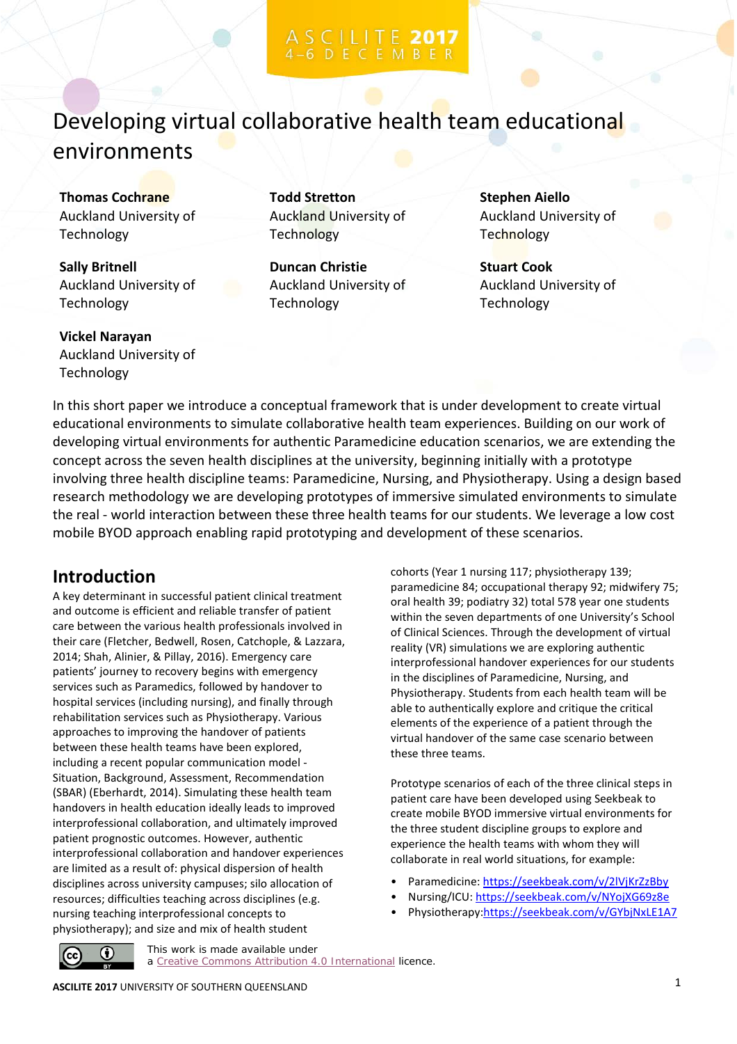# Developing virtual collaborative health team educational environments

**Thomas Cochrane**
Auckland University of Technology

**Todd Stretton**
Auckland University of Technology

**Stephen Aiello**
Auckland University of Technology

**Sally Britnell**
Auckland University of Technology

**Duncan Christie**
Auckland University of Technology

**Stuart Cook**
Auckland University of Technology

**Vickel Narayan**
Auckland University of Technology

In this short paper we introduce a conceptual framework that is under development to create virtual educational environments to simulate collaborative health team experiences. Building on our work of developing virtual environments for authentic Paramedicine education scenarios, we are extending the concept across the seven health disciplines at the university, beginning initially with a prototype involving three health discipline teams: Paramedicine, Nursing, and Physiotherapy. Using a design based research methodology we are developing prototypes of immersive simulated environments to simulate the real - world interaction between these three health teams for our students. We leverage a low cost mobile BYOD approach enabling rapid prototyping and development of these scenarios.

## Introduction

A key determinant in successful patient clinical treatment and outcome is efficient and reliable transfer of patient care between the various health professionals involved in their care (Fletcher, Bedwell, Rosen, Catchople, & Lazzara, 2014; Shah, Alinier, & Pillay, 2016). Emergency care patients' journey to recovery begins with emergency services such as Paramedics, followed by handover to hospital services (including nursing), and finally through rehabilitation services such as Physiotherapy. Various approaches to improving the handover of patients between these health teams have been explored, including a recent popular communication model - Situation, Background, Assessment, Recommendation (SBAR) (Eberhardt, 2014). Simulating these health team handovers in health education ideally leads to improved interprofessional collaboration, and ultimately improved patient prognostic outcomes. However, authentic interprofessional collaboration and handover experiences are limited as a result of: physical dispersion of health disciplines across university campuses; silo allocation of resources; difficulties teaching across disciplines (e.g. nursing teaching interprofessional concepts to physiotherapy); and size and mix of health student cohorts (Year 1 nursing 117; physiotherapy 139; paramedicine 84; occupational therapy 92; midwifery 75; oral health 39; podiatry 32) total 578 year one students within the seven departments of one University's School of Clinical Sciences. Through the development of virtual reality (VR) simulations we are exploring authentic interprofessional handover experiences for our students in the disciplines of Paramedicine, Nursing, and Physiotherapy. Students from each health team will be able to authentically explore and critique the critical elements of the experience of a patient through the virtual handover of the same case scenario between these three teams.

Prototype scenarios of each of the three clinical steps in patient care have been developed using Seekbeak to create mobile BYOD immersive virtual environments for the three student discipline groups to explore and experience the health teams with whom they will collaborate in real world situations, for example:

- Paramedicine: https://seekbeak.com/v/2lVjKrZzBby
- Nursing/ICU: https://seekbeak.com/v/NYojXG69z8e
- Physiotherapy: https://seekbeak.com/v/GYbjNxLE1A7

This work is made available under a Creative Commons Attribution 4.0 International licence.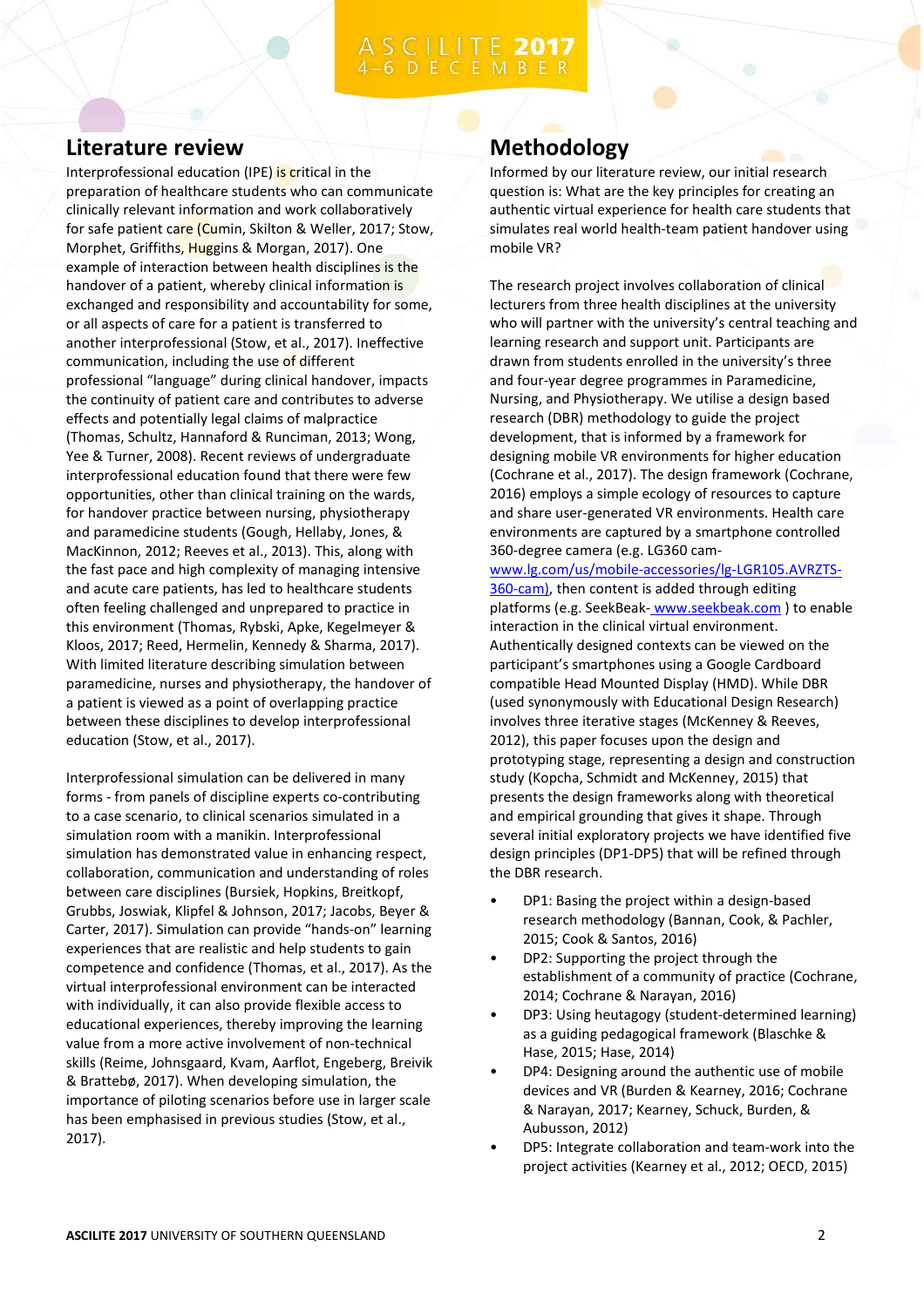## Literature review

Interprofessional education (IPE) is critical in the preparation of healthcare students who can communicate clinically relevant information and work collaboratively for safe patient care (Cumin, Skilton & Weller, 2017; Stow, Morphet, Griffiths, Huggins & Morgan, 2017). One example of interaction between health disciplines is the handover of a patient, whereby clinical information is exchanged and responsibility and accountability for some, or all aspects of care for a patient is transferred to another interprofessional (Stow, et al., 2017). Ineffective communication, including the use of different professional "language" during clinical handover, impacts the continuity of patient care and contributes to adverse effects and potentially legal claims of malpractice (Thomas, Schultz, Hannaford & Runciman, 2013; Wong, Yee & Turner, 2008). Recent reviews of undergraduate interprofessional education found that there were few opportunities, other than clinical training on the wards, for handover practice between nursing, physiotherapy and paramedicine students (Gough, Hellaby, Jones, & MacKinnon, 2012; Reeves et al., 2013). This, along with the fast pace and high complexity of managing intensive and acute care patients, has led to healthcare students often feeling challenged and unprepared to practice in this environment (Thomas, Rybski, Apke, Kegelmeyer & Kloos, 2017; Reed, Hermelin, Kennedy & Sharma, 2017). With limited literature describing simulation between paramedicine, nurses and physiotherapy, the handover of a patient is viewed as a point of overlapping practice between these disciplines to develop interprofessional education (Stow, et al., 2017).

Interprofessional simulation can be delivered in many forms - from panels of discipline experts co-contributing to a case scenario, to clinical scenarios simulated in a simulation room with a manikin. Interprofessional simulation has demonstrated value in enhancing respect, collaboration, communication and understanding of roles between care disciplines (Bursiek, Hopkins, Breitkopf, Grubbs, Joswiak, Klipfel & Johnson, 2017; Jacobs, Beyer & Carter, 2017). Simulation can provide "hands-on" learning experiences that are realistic and help students to gain competence and confidence (Thomas, et al., 2017). As the virtual interprofessional environment can be interacted with individually, it can also provide flexible access to educational experiences, thereby improving the learning value from a more active involvement of non-technical skills (Reime, Johnsgaard, Kvam, Aarflot, Engeberg, Breivik & Brattebø, 2017). When developing simulation, the importance of piloting scenarios before use in larger scale has been emphasised in previous studies (Stow, et al., 2017).

## Methodology

Informed by our literature review, our initial research question is: What are the key principles for creating an authentic virtual experience for health care students that simulates real world health-team patient handover using mobile VR?

The research project involves collaboration of clinical lecturers from three health disciplines at the university who will partner with the university's central teaching and learning research and support unit. Participants are drawn from students enrolled in the university's three and four-year degree programmes in Paramedicine, Nursing, and Physiotherapy. We utilise a design based research (DBR) methodology to guide the project development, that is informed by a framework for designing mobile VR environments for higher education (Cochrane et al., 2017). The design framework (Cochrane, 2016) employs a simple ecology of resources to capture and share user-generated VR environments. Health care environments are captured by a smartphone controlled 360-degree camera (e.g. LG360 cam- www.lg.com/us/mobile-accessories/lg-LGR105.AVRZTS-360-cam), then content is added through editing platforms (e.g. SeekBeak- www.seekbeak.com ) to enable interaction in the clinical virtual environment. Authentically designed contexts can be viewed on the participant's smartphones using a Google Cardboard compatible Head Mounted Display (HMD). While DBR (used synonymously with Educational Design Research) involves three iterative stages (McKenney & Reeves, 2012), this paper focuses upon the design and prototyping stage, representing a design and construction study (Kopcha, Schmidt and McKenney, 2015) that presents the design frameworks along with theoretical and empirical grounding that gives it shape. Through several initial exploratory projects we have identified five design principles (DP1-DP5) that will be refined through the DBR research.

- DP1: Basing the project within a design-based research methodology (Bannan, Cook, & Pachler, 2015; Cook & Santos, 2016)
- DP2: Supporting the project through the establishment of a community of practice (Cochrane, 2014; Cochrane & Narayan, 2016)
- DP3: Using heutagogy (student-determined learning) as a guiding pedagogical framework (Blaschke & Hase, 2015; Hase, 2014)
- DP4: Designing around the authentic use of mobile devices and VR (Burden & Kearney, 2016; Cochrane & Narayan, 2017; Kearney, Schuck, Burden, & Aubusson, 2012)
- DP5: Integrate collaboration and team-work into the project activities (Kearney et al., 2012; OECD, 2015)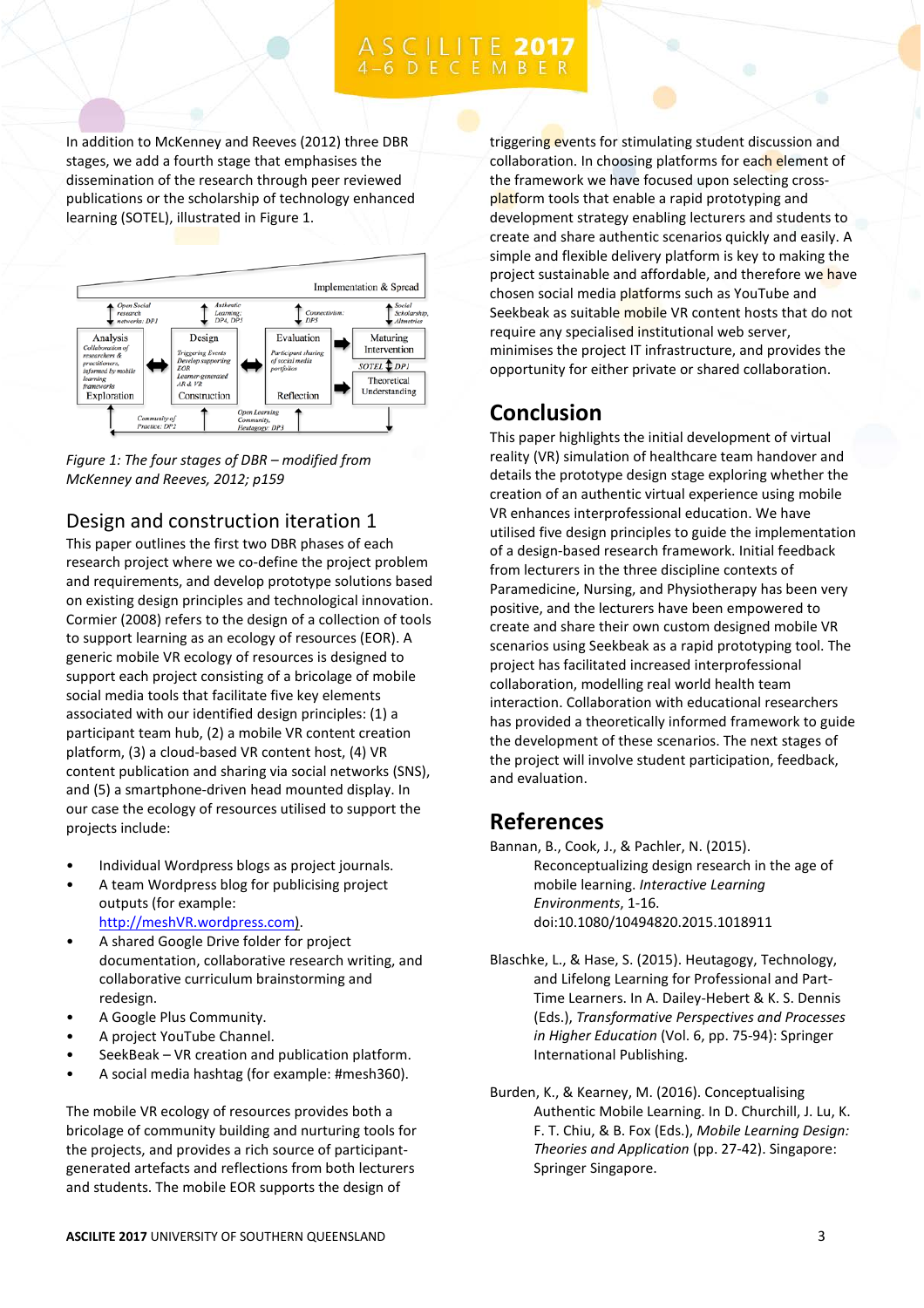In addition to McKenney and Reeves (2012) three DBR stages, we add a fourth stage that emphasises the dissemination of the research through peer reviewed publications or the scholarship of technology enhanced learning (SOTEL), illustrated in Figure 1.

*Figure 1: The four stages of DBR – modified from McKenney and Reeves, 2012; p159*

## Design and construction iteration 1

This paper outlines the first two DBR phases of each research project where we co-define the project problem and requirements, and develop prototype solutions based on existing design principles and technological innovation. Cormier (2008) refers to the design of a collection of tools to support learning as an ecology of resources (EOR). A generic mobile VR ecology of resources is designed to support each project consisting of a bricolage of mobile social media tools that facilitate five key elements associated with our identified design principles: (1) a participant team hub, (2) a mobile VR content creation platform, (3) a cloud-based VR content host, (4) VR content publication and sharing via social networks (SNS), and (5) a smartphone-driven head mounted display. In our case the ecology of resources utilised to support the projects include:

- Individual Wordpress blogs as project journals.
- A team Wordpress blog for publicising project outputs (for example: http://meshVR.wordpress.com).
- A shared Google Drive folder for project documentation, collaborative research writing, and collaborative curriculum brainstorming and redesign.
- A Google Plus Community.
- A project YouTube Channel.
- SeekBeak – VR creation and publication platform.
- A social media hashtag (for example: #mesh360).

The mobile VR ecology of resources provides both a bricolage of community building and nurturing tools for the projects, and provides a rich source of participant-generated artefacts and reflections from both lecturers and students. The mobile EOR supports the design of triggering events for stimulating student discussion and collaboration. In choosing platforms for each element of the framework we have focused upon selecting cross-platform tools that enable a rapid prototyping and development strategy enabling lecturers and students to create and share authentic scenarios quickly and easily. A simple and flexible delivery platform is key to making the project sustainable and affordable, and therefore we have chosen social media platforms such as YouTube and Seekbeak as suitable mobile VR content hosts that do not require any specialised institutional web server, minimises the project IT infrastructure, and provides the opportunity for either private or shared collaboration.

## Conclusion

This paper highlights the initial development of virtual reality (VR) simulation of healthcare team handover and details the prototype design stage exploring whether the creation of an authentic virtual experience using mobile VR enhances interprofessional education. We have utilised five design principles to guide the implementation of a design-based research framework. Initial feedback from lecturers in the three discipline contexts of Paramedicine, Nursing, and Physiotherapy has been very positive, and the lecturers have been empowered to create and share their own custom designed mobile VR scenarios using Seekbeak as a rapid prototyping tool. The project has facilitated increased interprofessional collaboration, modelling real world health team interaction. Collaboration with educational researchers has provided a theoretically informed framework to guide the development of these scenarios. The next stages of the project will involve student participation, feedback, and evaluation.

## References

Bannan, B., Cook, J., & Pachler, N. (2015). Reconceptualizing design research in the age of mobile learning. *Interactive Learning Environments*, 1-16. doi:10.1080/10494820.2015.1018911

Blaschke, L., & Hase, S. (2015). Heutagogy, Technology, and Lifelong Learning for Professional and Part-Time Learners. In A. Dailey-Hebert & K. S. Dennis (Eds.), *Transformative Perspectives and Processes in Higher Education* (Vol. 6, pp. 75-94): Springer International Publishing.

Burden, K., & Kearney, M. (2016). Conceptualising Authentic Mobile Learning. In D. Churchill, J. Lu, K. F. T. Chiu, & B. Fox (Eds.), *Mobile Learning Design: Theories and Application* (pp. 27-42). Singapore: Springer Singapore.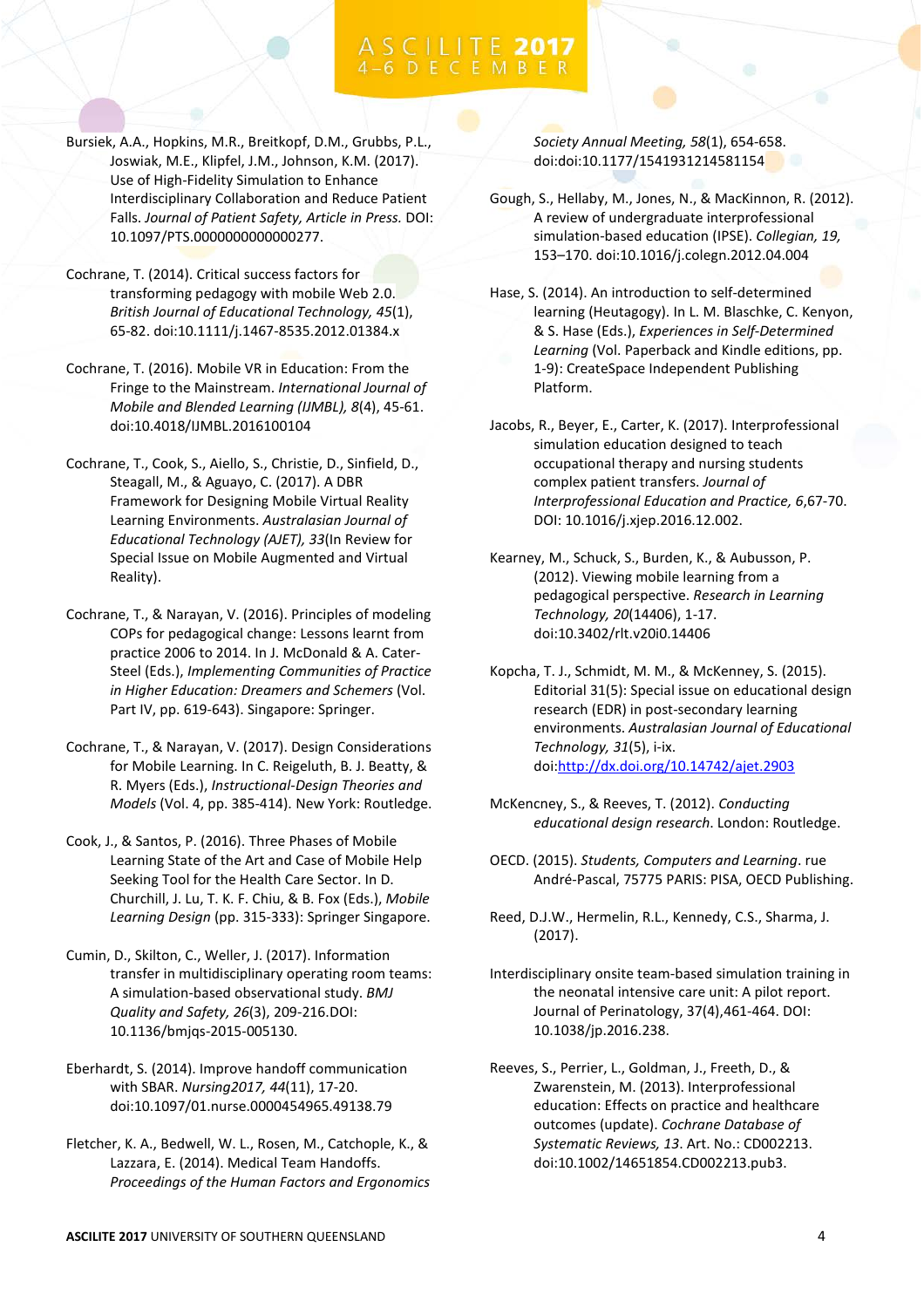Bursiek, A.A., Hopkins, M.R., Breitkopf, D.M., Grubbs, P.L., Joswiak, M.E., Klipfel, J.M., Johnson, K.M. (2017). Use of High-Fidelity Simulation to Enhance Interdisciplinary Collaboration and Reduce Patient Falls. *Journal of Patient Safety, Article in Press.* DOI: 10.1097/PTS.0000000000000277.

Cochrane, T. (2014). Critical success factors for transforming pedagogy with mobile Web 2.0. *British Journal of Educational Technology, 45*(1), 65-82. doi:10.1111/j.1467-8535.2012.01384.x

Cochrane, T. (2016). Mobile VR in Education: From the Fringe to the Mainstream. *International Journal of Mobile and Blended Learning (IJMBL), 8*(4), 45-61. doi:10.4018/IJMBL.2016100104

Cochrane, T., Cook, S., Aiello, S., Christie, D., Sinfield, D., Steagall, M., & Aguayo, C. (2017). A DBR Framework for Designing Mobile Virtual Reality Learning Environments. *Australasian Journal of Educational Technology (AJET), 33*(In Review for Special Issue on Mobile Augmented and Virtual Reality).

Cochrane, T., & Narayan, V. (2016). Principles of modeling COPs for pedagogical change: Lessons learnt from practice 2006 to 2014. In J. McDonald & A. Cater-Steel (Eds.), *Implementing Communities of Practice in Higher Education: Dreamers and Schemers* (Vol. Part IV, pp. 619-643). Singapore: Springer.

Cochrane, T., & Narayan, V. (2017). Design Considerations for Mobile Learning. In C. Reigeluth, B. J. Beatty, & R. Myers (Eds.), *Instructional-Design Theories and Models* (Vol. 4, pp. 385-414). New York: Routledge.

Cook, J., & Santos, P. (2016). Three Phases of Mobile Learning State of the Art and Case of Mobile Help Seeking Tool for the Health Care Sector. In D. Churchill, J. Lu, T. K. F. Chiu, & B. Fox (Eds.), *Mobile Learning Design* (pp. 315-333): Springer Singapore.

Cumin, D., Skilton, C., Weller, J. (2017). Information transfer in multidisciplinary operating room teams: A simulation-based observational study. *BMJ Quality and Safety, 26*(3), 209-216.DOI: 10.1136/bmjqs-2015-005130.

Eberhardt, S. (2014). Improve handoff communication with SBAR. *Nursing2017, 44*(11), 17-20. doi:10.1097/01.nurse.0000454965.49138.79

Fletcher, K. A., Bedwell, W. L., Rosen, M., Catchople, K., & Lazzara, E. (2014). Medical Team Handoffs. *Proceedings of the Human Factors and Ergonomics Society Annual Meeting, 58*(1), 654-658. doi:doi:10.1177/1541931214581154

Gough, S., Hellaby, M., Jones, N., & MacKinnon, R. (2012). A review of undergraduate interprofessional simulation-based education (IPSE). *Collegian, 19,* 153–170. doi:10.1016/j.colegn.2012.04.004

Hase, S. (2014). An introduction to self-determined learning (Heutagogy). In L. M. Blaschke, C. Kenyon, & S. Hase (Eds.), *Experiences in Self-Determined Learning* (Vol. Paperback and Kindle editions, pp. 1-9): CreateSpace Independent Publishing Platform.

Jacobs, R., Beyer, E., Carter, K. (2017). Interprofessional simulation education designed to teach occupational therapy and nursing students complex patient transfers. *Journal of Interprofessional Education and Practice,* 6,67-70. DOI: 10.1016/j.xjep.2016.12.002.

Kearney, M., Schuck, S., Burden, K., & Aubusson, P. (2012). Viewing mobile learning from a pedagogical perspective. *Research in Learning Technology, 20*(14406), 1-17. doi:10.3402/rlt.v20i0.14406

Kopcha, T. J., Schmidt, M. M., & McKenney, S. (2015). Editorial 31(5): Special issue on educational design research (EDR) in post-secondary learning environments. *Australasian Journal of Educational Technology, 31*(5), i-ix. doi:http://dx.doi.org/10.14742/ajet.2903

McKencney, S., & Reeves, T. (2012). *Conducting educational design research*. London: Routledge.

OECD. (2015). *Students, Computers and Learning*. rue André-Pascal, 75775 PARIS: PISA, OECD Publishing.

Reed, D.J.W., Hermelin, R.L., Kennedy, C.S., Sharma, J. (2017).

Interdisciplinary onsite team-based simulation training in the neonatal intensive care unit: A pilot report. Journal of Perinatology, 37(4),461-464. DOI: 10.1038/jp.2016.238.

Reeves, S., Perrier, L., Goldman, J., Freeth, D., & Zwarenstein, M. (2013). Interprofessional education: Effects on practice and healthcare outcomes (update). *Cochrane Database of Systematic Reviews, 13*. Art. No.: CD002213. doi:10.1002/14651854.CD002213.pub3.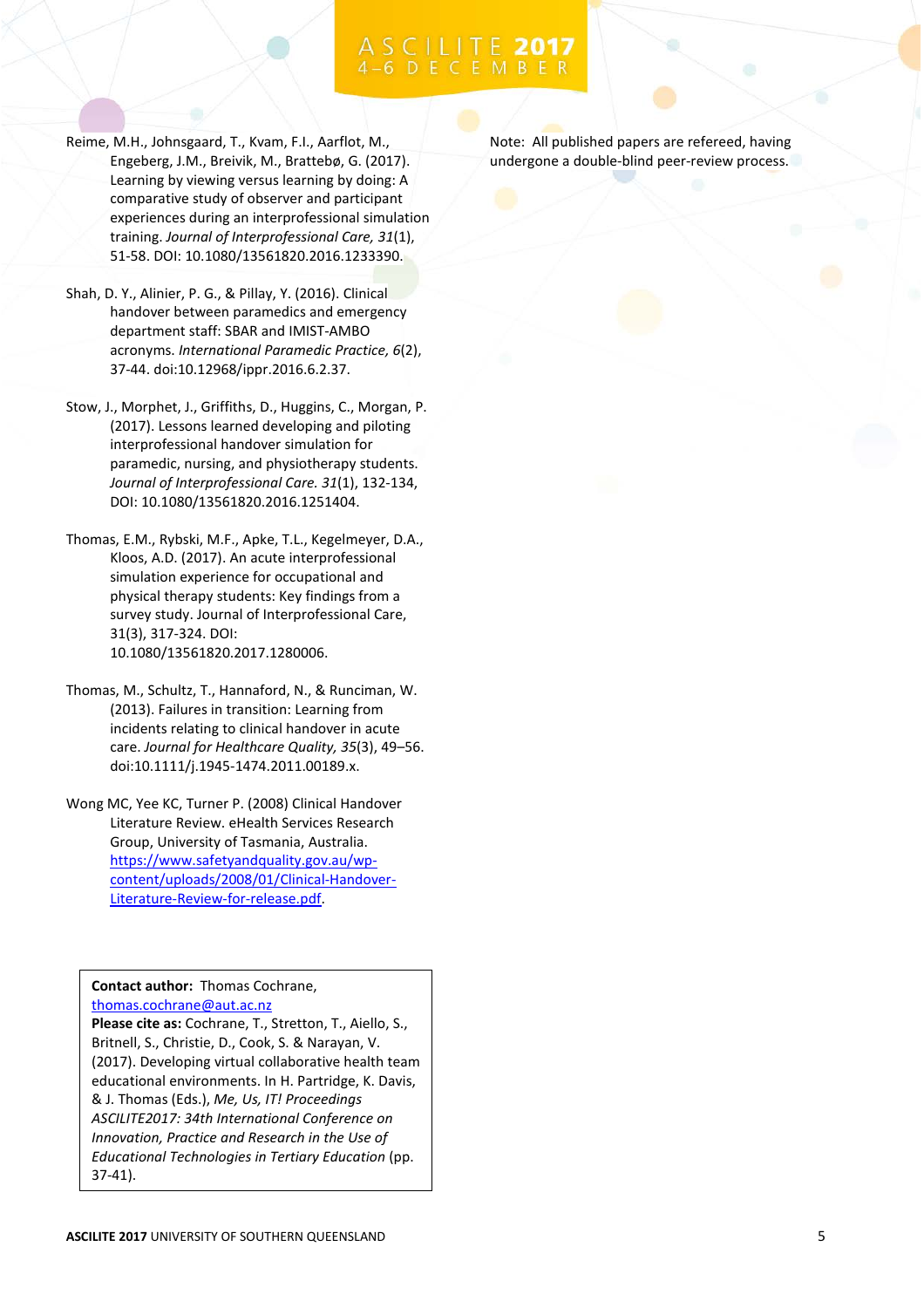Reime, M.H., Johnsgaard, T., Kvam, F.I., Aarflot, M., Engeberg, J.M., Breivik, M., Brattebø, G. (2017). Learning by viewing versus learning by doing: A comparative study of observer and participant experiences during an interprofessional simulation training. *Journal of Interprofessional Care, 31*(1), 51-58. DOI: 10.1080/13561820.2016.1233390.

Shah, D. Y., Alinier, P. G., & Pillay, Y. (2016). Clinical handover between paramedics and emergency department staff: SBAR and IMIST-AMBO acronyms. *International Paramedic Practice, 6*(2), 37-44. doi:10.12968/ippr.2016.6.2.37.

Stow, J., Morphet, J., Griffiths, D., Huggins, C., Morgan, P. (2017). Lessons learned developing and piloting interprofessional handover simulation for paramedic, nursing, and physiotherapy students. *Journal of Interprofessional Care. 31*(1), 132-134, DOI: 10.1080/13561820.2016.1251404.

Thomas, E.M., Rybski, M.F., Apke, T.L., Kegelmeyer, D.A., Kloos, A.D. (2017). An acute interprofessional simulation experience for occupational and physical therapy students: Key findings from a survey study. Journal of Interprofessional Care, 31(3), 317-324. DOI: 10.1080/13561820.2017.1280006.

Thomas, M., Schultz, T., Hannaford, N., & Runciman, W. (2013). Failures in transition: Learning from incidents relating to clinical handover in acute care. *Journal for Healthcare Quality, 35*(3), 49–56. doi:10.1111/j.1945-1474.2011.00189.x.

Wong MC, Yee KC, Turner P. (2008) Clinical Handover Literature Review. eHealth Services Research Group, University of Tasmania, Australia. [https://www.safetyandquality.gov.au/wp-content/uploads/2008/01/Clinical-Handover-Literature-Review-for-release.pdf](https://www.safetyandquality.gov.au/wp-content/uploads/2008/01/Clinical-Handover-Literature-Review-for-release.pdf).

**Contact author:** Thomas Cochrane, [thomas.cochrane@aut.ac.nz](mailto:thomas.cochrane@aut.ac.nz)
**Please cite as:** Cochrane, T., Stretton, T., Aiello, S., Britnell, S., Christie, D., Cook, S. & Narayan, V. (2017). Developing virtual collaborative health team educational environments. In H. Partridge, K. Davis, & J. Thomas (Eds.), *Me, Us, IT! Proceedings ASCILITE2017: 34th International Conference on Innovation, Practice and Research in the Use of Educational Technologies in Tertiary Education* (pp. 37-41).

Note: All published papers are refereed, having undergone a double-blind peer-review process.